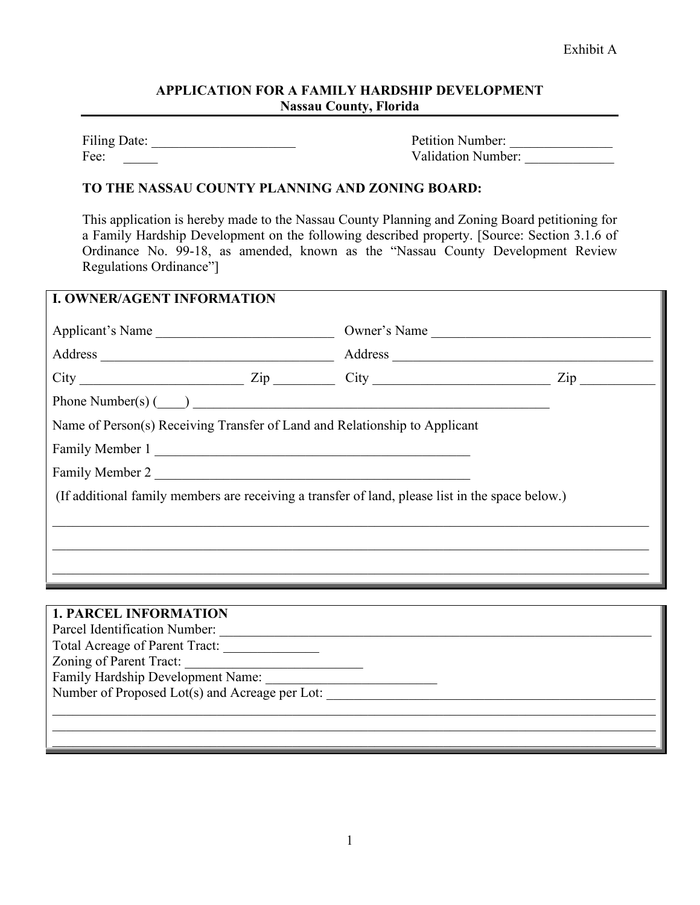Exhibit A

# APPLICATION FOR A FAMILY HARDSHIP DEVELOPMENT
**Nassau County, Florida**

Filing Date: _____________________ Petition Number: _______________
Fee: _____ Validation Number: _____________

**TO THE NASSAU COUNTY PLANNING AND ZONING BOARD:**

This application is hereby made to the Nassau County Planning and Zoning Board petitioning for a Family Hardship Development on the following described property. [Source: Section 3.1.6 of Ordinance No. 99-18, as amended, known as the "Nassau County Development Review Regulations Ordinance"]

## I. OWNER/AGENT INFORMATION

Applicant's Name __________________________ Owner's Name ________________________________

Address __________________________________ Address ______________________________________

City ________________________ Zip _________ City __________________________ Zip ___________

Phone Number(s) (____) ______________________________________________________

Name of Person(s) Receiving Transfer of Land and Relationship to Applicant

Family Member 1 ________________________________________________

Family Member 2 ________________________________________________

(If additional family members are receiving a transfer of land, please list in the space below.)

_______________________________________________________________________________________________

_______________________________________________________________________________________________

_______________________________________________________________________________________________

## 1. PARCEL INFORMATION

Parcel Identification Number: ____________________________________________________________________

Total Acreage of Parent Tract: ______________

Zoning of Parent Tract: __________________________

Family Hardship Development Name: _________________________

Number of Proposed Lot(s) and Acreage per Lot: __________________________________________________

_______________________________________________________________________________________________

_______________________________________________________________________________________________

_______________________________________________________________________________________________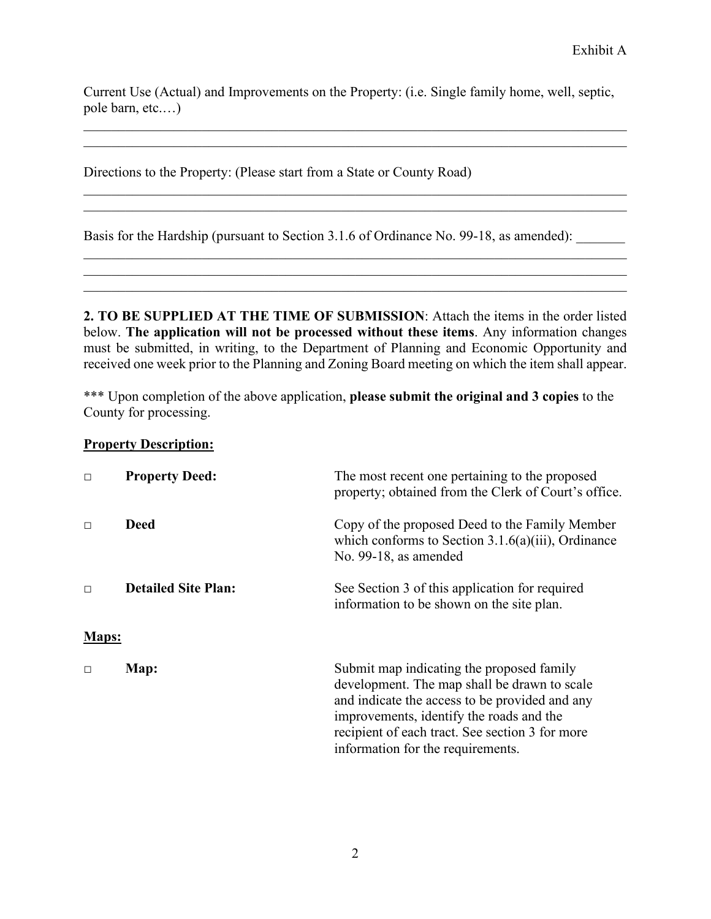Exhibit A

Current Use (Actual) and Improvements on the Property: (i.e. Single family home, well, septic, pole barn, etc.…)

________________________________________________________________________________
________________________________________________________________________________

Directions to the Property: (Please start from a State or County Road)

________________________________________________________________________________
________________________________________________________________________________

Basis for the Hardship (pursuant to Section 3.1.6 of Ordinance No. 99-18, as amended): _______
________________________________________________________________________________
________________________________________________________________________________
________________________________________________________________________________

**2. TO BE SUPPLIED AT THE TIME OF SUBMISSION**: Attach the items in the order listed below. **The application will not be processed without these items**. Any information changes must be submitted, in writing, to the Department of Planning and Economic Opportunity and received one week prior to the Planning and Zoning Board meeting on which the item shall appear.

*** Upon completion of the above application, **please submit the original and 3 copies** to the County for processing.

**Property Description:**

| | | |
|---|---|---|
| □ | **Property Deed:** | The most recent one pertaining to the proposed property; obtained from the Clerk of Court's office. |
| □ | **Deed** | Copy of the proposed Deed to the Family Member which conforms to Section 3.1.6(a)(iii), Ordinance No. 99-18, as amended |
| □ | **Detailed Site Plan:** | See Section 3 of this application for required information to be shown on the site plan. |

**Maps:**

| | | |
|---|---|---|
| □ | **Map:** | Submit map indicating the proposed family development. The map shall be drawn to scale and indicate the access to be provided and any improvements, identify the roads and the recipient of each tract. See section 3 for more information for the requirements. |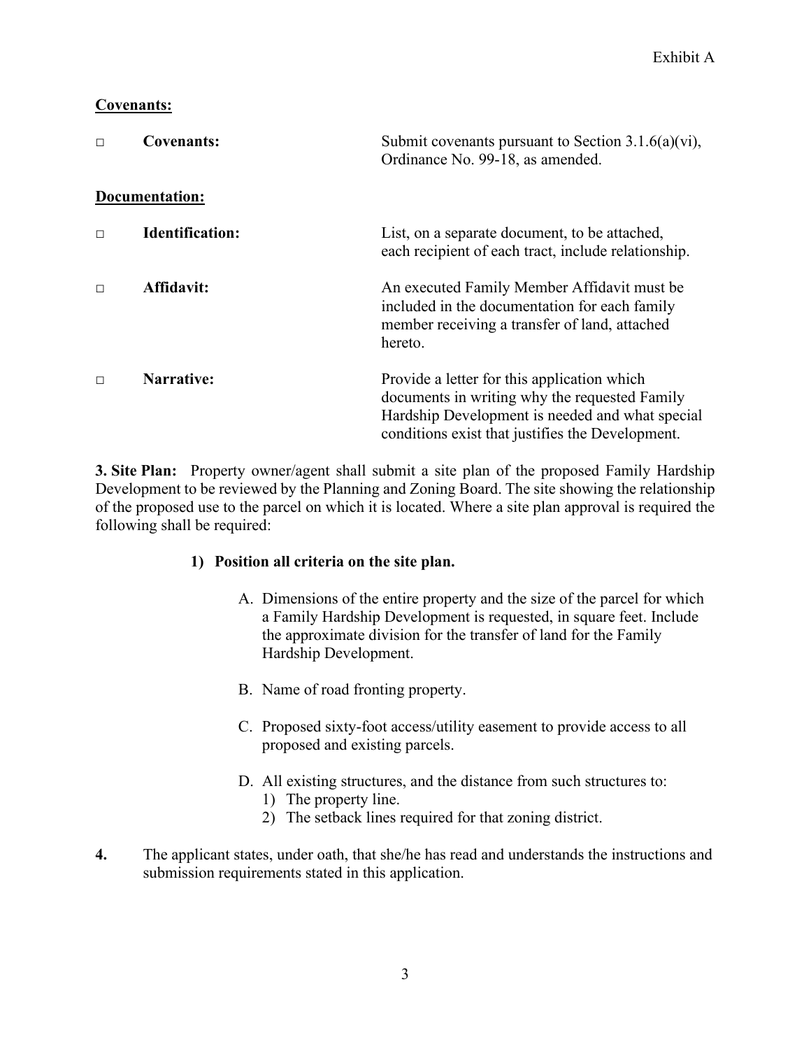Exhibit A

**Covenants:**

□ **Covenants:** Submit covenants pursuant to Section 3.1.6(a)(vi), Ordinance No. 99-18, as amended.

**Documentation:**

□ **Identification:** List, on a separate document, to be attached, each recipient of each tract, include relationship.

□ **Affidavit:** An executed Family Member Affidavit must be included in the documentation for each family member receiving a transfer of land, attached hereto.

□ **Narrative:** Provide a letter for this application which documents in writing why the requested Family Hardship Development is needed and what special conditions exist that justifies the Development.

**3. Site Plan:** Property owner/agent shall submit a site plan of the proposed Family Hardship Development to be reviewed by the Planning and Zoning Board. The site showing the relationship of the proposed use to the parcel on which it is located. Where a site plan approval is required the following shall be required:

**1) Position all criteria on the site plan.**

A. Dimensions of the entire property and the size of the parcel for which a Family Hardship Development is requested, in square feet. Include the approximate division for the transfer of land for the Family Hardship Development.

B. Name of road fronting property.

C. Proposed sixty-foot access/utility easement to provide access to all proposed and existing parcels.

D. All existing structures, and the distance from such structures to:
   1) The property line.
   2) The setback lines required for that zoning district.

**4.** The applicant states, under oath, that she/he has read and understands the instructions and submission requirements stated in this application.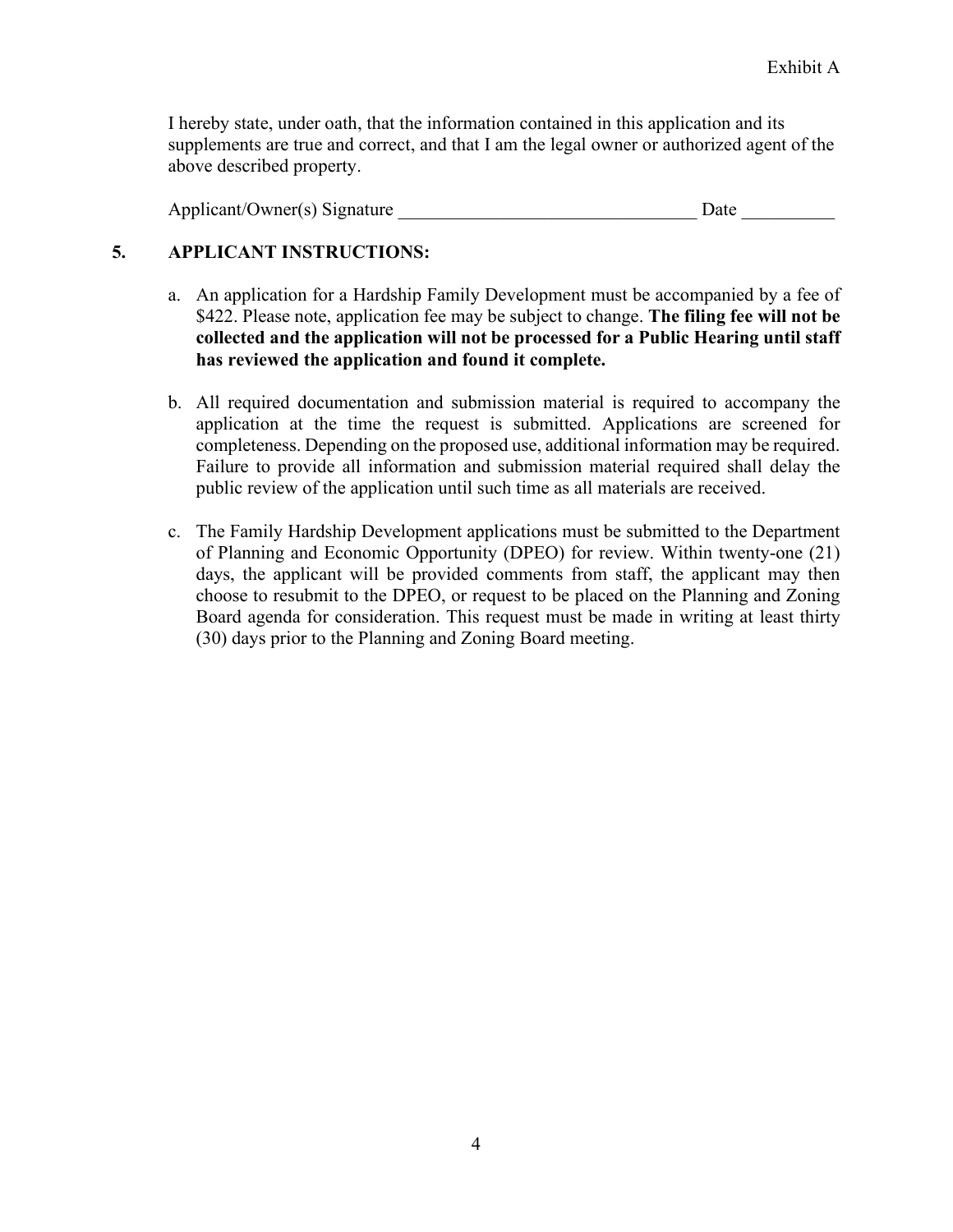Exhibit A

I hereby state, under oath, that the information contained in this application and its supplements are true and correct, and that I am the legal owner or authorized agent of the above described property.

Applicant/Owner(s) Signature ________________________________ Date __________

## 5. APPLICANT INSTRUCTIONS:

a. An application for a Hardship Family Development must be accompanied by a fee of $422. Please note, application fee may be subject to change. **The filing fee will not be collected and the application will not be processed for a Public Hearing until staff has reviewed the application and found it complete.**

b. All required documentation and submission material is required to accompany the application at the time the request is submitted. Applications are screened for completeness. Depending on the proposed use, additional information may be required. Failure to provide all information and submission material required shall delay the public review of the application until such time as all materials are received.

c. The Family Hardship Development applications must be submitted to the Department of Planning and Economic Opportunity (DPEO) for review. Within twenty-one (21) days, the applicant will be provided comments from staff, the applicant may then choose to resubmit to the DPEO, or request to be placed on the Planning and Zoning Board agenda for consideration. This request must be made in writing at least thirty (30) days prior to the Planning and Zoning Board meeting.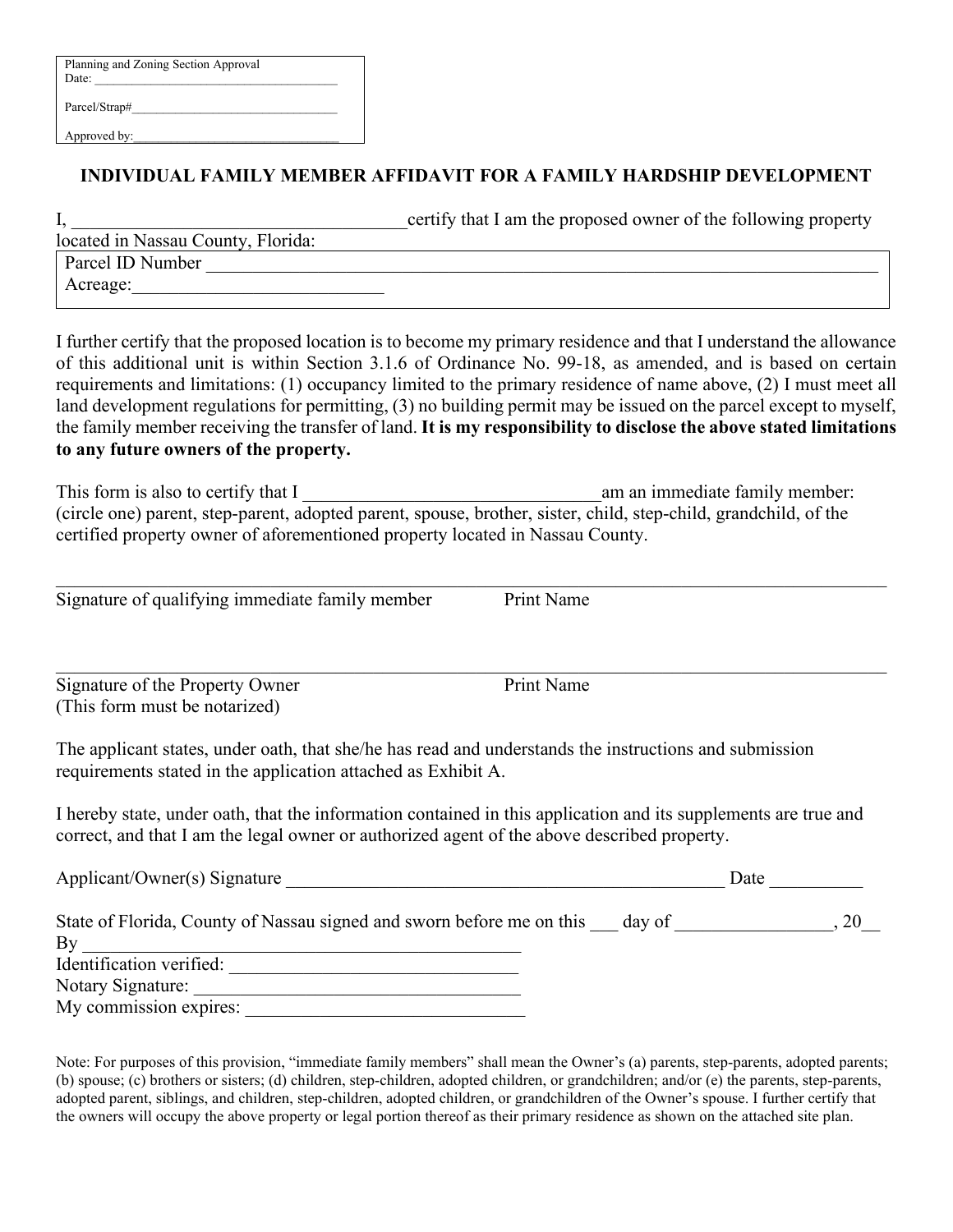Planning and Zoning Section Approval
Date: ______________________________________

Parcel/Strap#________________________________

Approved by:_________________________________

## INDIVIDUAL FAMILY MEMBER AFFIDAVIT FOR A FAMILY HARDSHIP DEVELOPMENT

I, ___________________________________certify that I am the proposed owner of the following property located in Nassau County, Florida:

Parcel ID Number ___________________________________________________________________________

Acreage:___________________________

I further certify that the proposed location is to become my primary residence and that I understand the allowance of this additional unit is within Section 3.1.6 of Ordinance No. 99-18, as amended, and is based on certain requirements and limitations: (1) occupancy limited to the primary residence of name above, (2) I must meet all land development regulations for permitting, (3) no building permit may be issued on the parcel except to myself, the family member receiving the transfer of land. **It is my responsibility to disclose the above stated limitations to any future owners of the property.**

This form is also to certify that I _________________________________am an immediate family member: (circle one) parent, step-parent, adopted parent, spouse, brother, sister, child, step-child, grandchild, of the certified property owner of aforementioned property located in Nassau County.

_____________________________________________________________________________________

Signature of qualifying immediate family member          Print Name

_____________________________________________________________________________________

Signature of the Property Owner          Print Name
(This form must be notarized)

The applicant states, under oath, that she/he has read and understands the instructions and submission requirements stated in the application attached as Exhibit A.

I hereby state, under oath, that the information contained in this application and its supplements are true and correct, and that I am the legal owner or authorized agent of the above described property.

Applicant/Owner(s) Signature __________________________________________________ Date __________

State of Florida, County of Nassau signed and sworn before me on this ___ day of _________________, 20__

By _____________________________________________

Identification verified: _______________________________

Notary Signature: __________________________________

My commission expires: ______________________________

Note: For purposes of this provision, "immediate family members" shall mean the Owner's (a) parents, step-parents, adopted parents; (b) spouse; (c) brothers or sisters; (d) children, step-children, adopted children, or grandchildren; and/or (e) the parents, step-parents, adopted parent, siblings, and children, step-children, adopted children, or grandchildren of the Owner's spouse. I further certify that the owners will occupy the above property or legal portion thereof as their primary residence as shown on the attached site plan.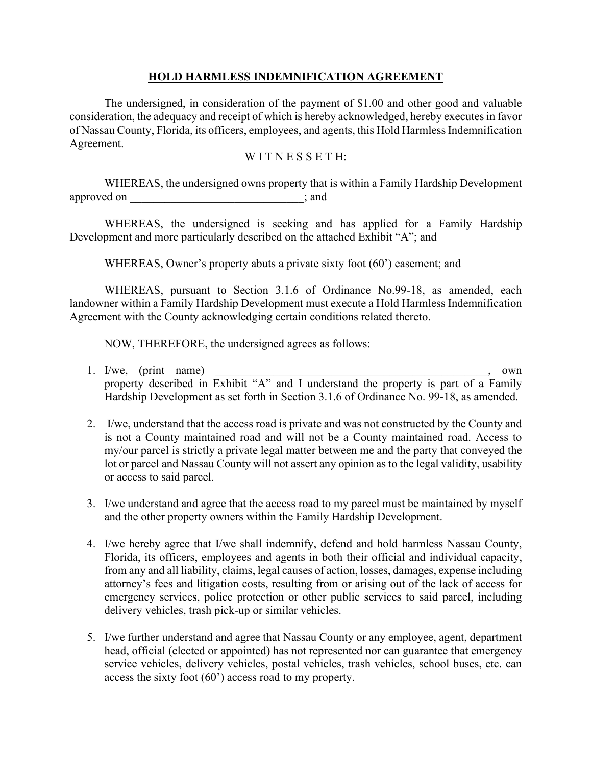# **HOLD HARMLESS INDEMNIFICATION AGREEMENT**

The undersigned, in consideration of the payment of $1.00 and other good and valuable consideration, the adequacy and receipt of which is hereby acknowledged, hereby executes in favor of Nassau County, Florida, its officers, employees, and agents, this Hold Harmless Indemnification Agreement.

W I T N E S S E T H:

WHEREAS, the undersigned owns property that is within a Family Hardship Development approved on ______________________________; and

WHEREAS, the undersigned is seeking and has applied for a Family Hardship Development and more particularly described on the attached Exhibit "A"; and

WHEREAS, Owner's property abuts a private sixty foot (60') easement; and

WHEREAS, pursuant to Section 3.1.6 of Ordinance No.99-18, as amended, each landowner within a Family Hardship Development must execute a Hold Harmless Indemnification Agreement with the County acknowledging certain conditions related thereto.

NOW, THEREFORE, the undersigned agrees as follows:

1. I/we, (print name) __________________________________________________, own property described in Exhibit "A" and I understand the property is part of a Family Hardship Development as set forth in Section 3.1.6 of Ordinance No. 99-18, as amended.

2. I/we, understand that the access road is private and was not constructed by the County and is not a County maintained road and will not be a County maintained road. Access to my/our parcel is strictly a private legal matter between me and the party that conveyed the lot or parcel and Nassau County will not assert any opinion as to the legal validity, usability or access to said parcel.

3. I/we understand and agree that the access road to my parcel must be maintained by myself and the other property owners within the Family Hardship Development.

4. I/we hereby agree that I/we shall indemnify, defend and hold harmless Nassau County, Florida, its officers, employees and agents in both their official and individual capacity, from any and all liability, claims, legal causes of action, losses, damages, expense including attorney's fees and litigation costs, resulting from or arising out of the lack of access for emergency services, police protection or other public services to said parcel, including delivery vehicles, trash pick-up or similar vehicles.

5. I/we further understand and agree that Nassau County or any employee, agent, department head, official (elected or appointed) has not represented nor can guarantee that emergency service vehicles, delivery vehicles, postal vehicles, trash vehicles, school buses, etc. can access the sixty foot (60') access road to my property.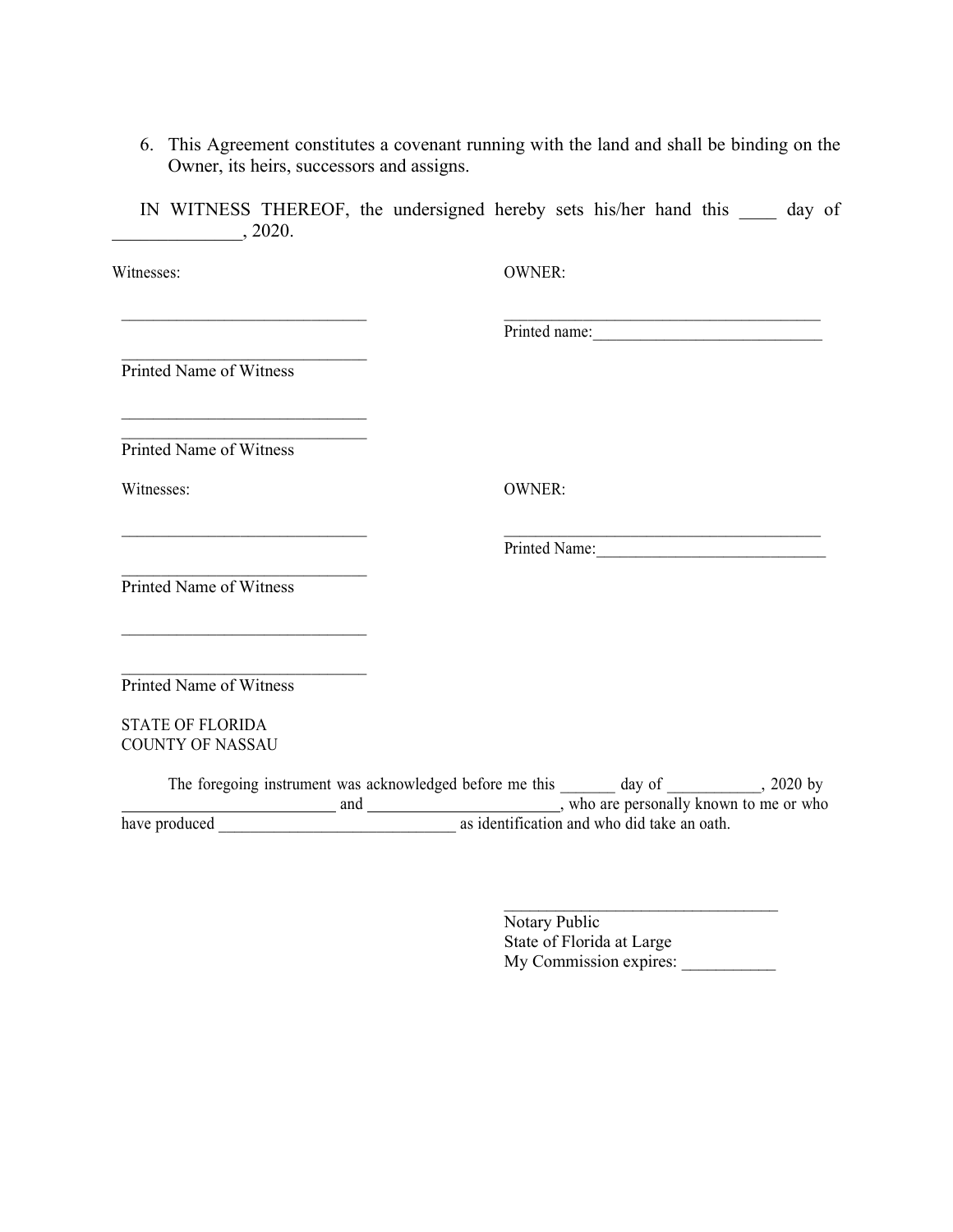6. This Agreement constitutes a covenant running with the land and shall be binding on the Owner, its heirs, successors and assigns.

IN WITNESS THEREOF, the undersigned hereby sets his/her hand this ____ day of ______________, 2020.

Witnesses:

______________________________

______________________________
Printed Name of Witness

______________________________

______________________________
Printed Name of Witness

OWNER:

________________________________________
Printed name:____________________________

Witnesses:

______________________________

______________________________
Printed Name of Witness

______________________________

______________________________
Printed Name of Witness

OWNER:

________________________________________
Printed Name:____________________________

STATE OF FLORIDA
COUNTY OF NASSAU

The foregoing instrument was acknowledged before me this _______ day of ___________, 2020 by ___________________________ and ________________________, who are personally known to me or who have produced _____________________________ as identification and who did take an oath.

__________________________________
Notary Public
State of Florida at Large
My Commission expires: ___________